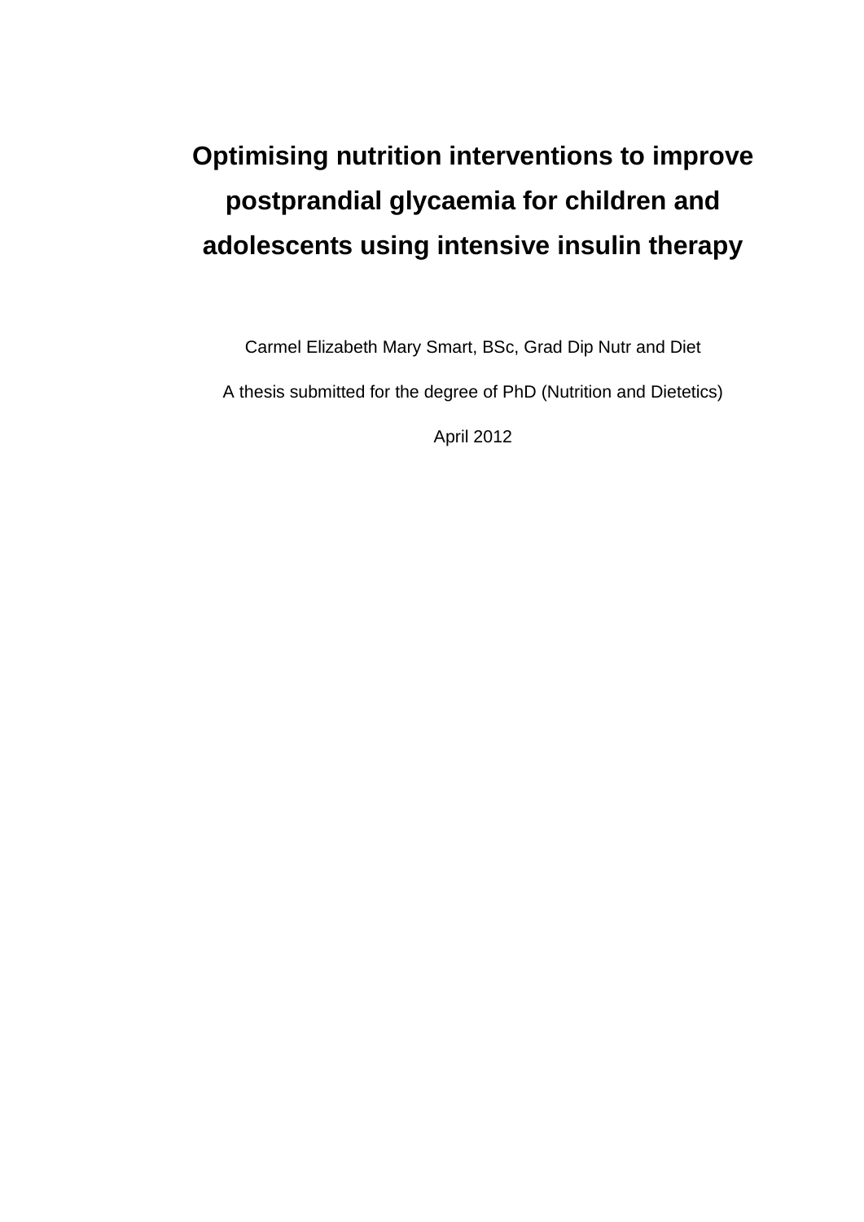# Optimising nutrition interventions to improve postprandial glycaemia for children and adolescents using intensive insulin therapy

Carmel Elizabeth Mary Smart, BSc, Grad Dip Nutr and Diet

A thesis submitted for the degree of PhD (Nutrition and Dietetics)

April 2012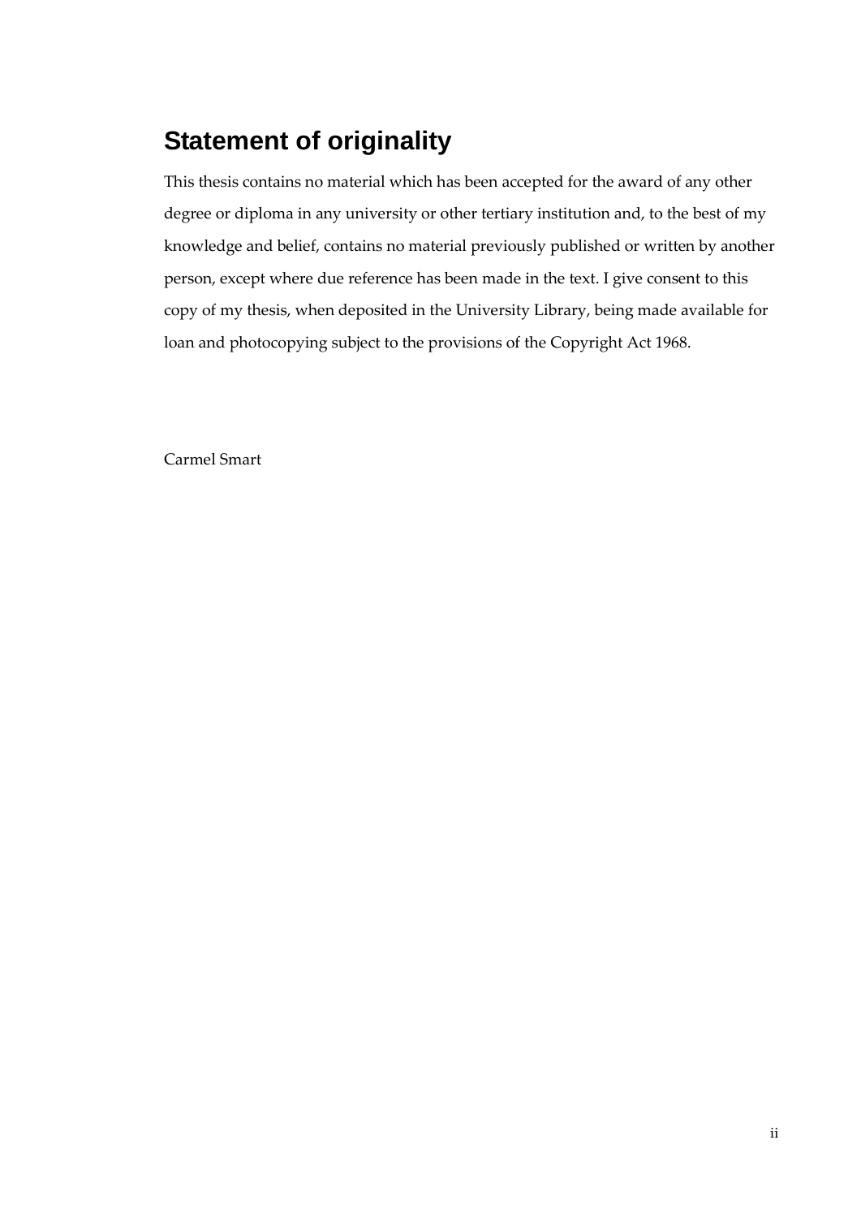## Statement of originality

This thesis contains no material which has been accepted for the award of any other degree or diploma in any university or other tertiary institution and, to the best of my knowledge and belief, contains no material previously published or written by another person, except where due reference has been made in the text. I give consent to this copy of my thesis, when deposited in the University Library, being made available for loan and photocopying subject to the provisions of the Copyright Act 1968.

Carmel Smart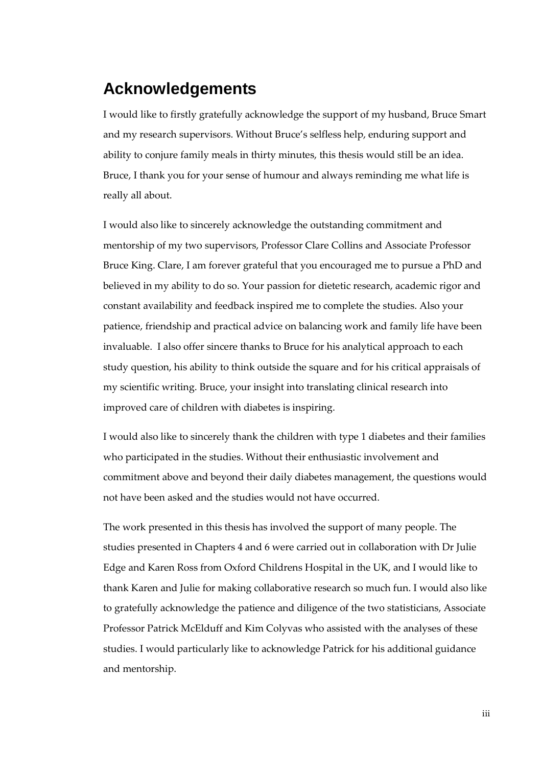## Acknowledgements

I would like to firstly gratefully acknowledge the support of my husband, Bruce Smart and my research supervisors. Without Bruce's selfless help, enduring support and ability to conjure family meals in thirty minutes, this thesis would still be an idea. Bruce, I thank you for your sense of humour and always reminding me what life is really all about.

I would also like to sincerely acknowledge the outstanding commitment and mentorship of my two supervisors, Professor Clare Collins and Associate Professor Bruce King. Clare, I am forever grateful that you encouraged me to pursue a PhD and believed in my ability to do so. Your passion for dietetic research, academic rigor and constant availability and feedback inspired me to complete the studies. Also your patience, friendship and practical advice on balancing work and family life have been invaluable. I also offer sincere thanks to Bruce for his analytical approach to each study question, his ability to think outside the square and for his critical appraisals of my scientific writing. Bruce, your insight into translating clinical research into improved care of children with diabetes is inspiring.

I would also like to sincerely thank the children with type 1 diabetes and their families who participated in the studies. Without their enthusiastic involvement and commitment above and beyond their daily diabetes management, the questions would not have been asked and the studies would not have occurred.

The work presented in this thesis has involved the support of many people. The studies presented in Chapters 4 and 6 were carried out in collaboration with Dr Julie Edge and Karen Ross from Oxford Childrens Hospital in the UK, and I would like to thank Karen and Julie for making collaborative research so much fun. I would also like to gratefully acknowledge the patience and diligence of the two statisticians, Associate Professor Patrick McElduff and Kim Colyvas who assisted with the analyses of these studies. I would particularly like to acknowledge Patrick for his additional guidance and mentorship.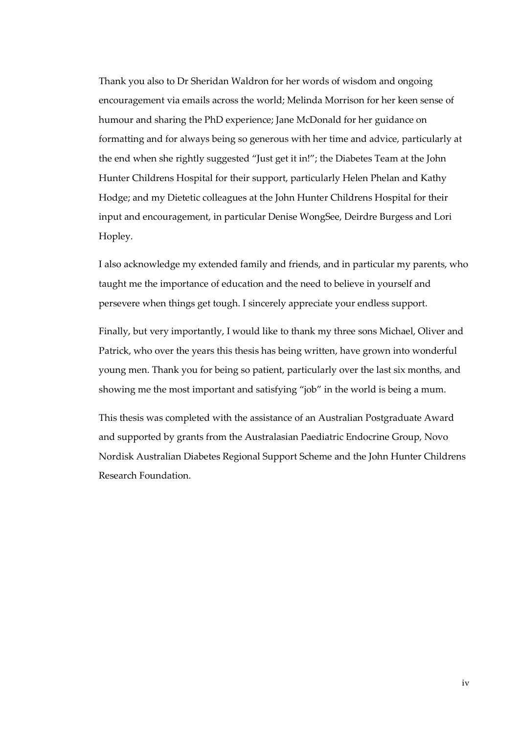Thank you also to Dr Sheridan Waldron for her words of wisdom and ongoing encouragement via emails across the world; Melinda Morrison for her keen sense of humour and sharing the PhD experience; Jane McDonald for her guidance on formatting and for always being so generous with her time and advice, particularly at the end when she rightly suggested "Just get it in!"; the Diabetes Team at the John Hunter Childrens Hospital for their support, particularly Helen Phelan and Kathy Hodge; and my Dietetic colleagues at the John Hunter Childrens Hospital for their input and encouragement, in particular Denise WongSee, Deirdre Burgess and Lori Hopley.

I also acknowledge my extended family and friends, and in particular my parents, who taught me the importance of education and the need to believe in yourself and persevere when things get tough. I sincerely appreciate your endless support.

Finally, but very importantly, I would like to thank my three sons Michael, Oliver and Patrick, who over the years this thesis has being written, have grown into wonderful young men. Thank you for being so patient, particularly over the last six months, and showing me the most important and satisfying "job" in the world is being a mum.

This thesis was completed with the assistance of an Australian Postgraduate Award and supported by grants from the Australasian Paediatric Endocrine Group, Novo Nordisk Australian Diabetes Regional Support Scheme and the John Hunter Childrens Research Foundation.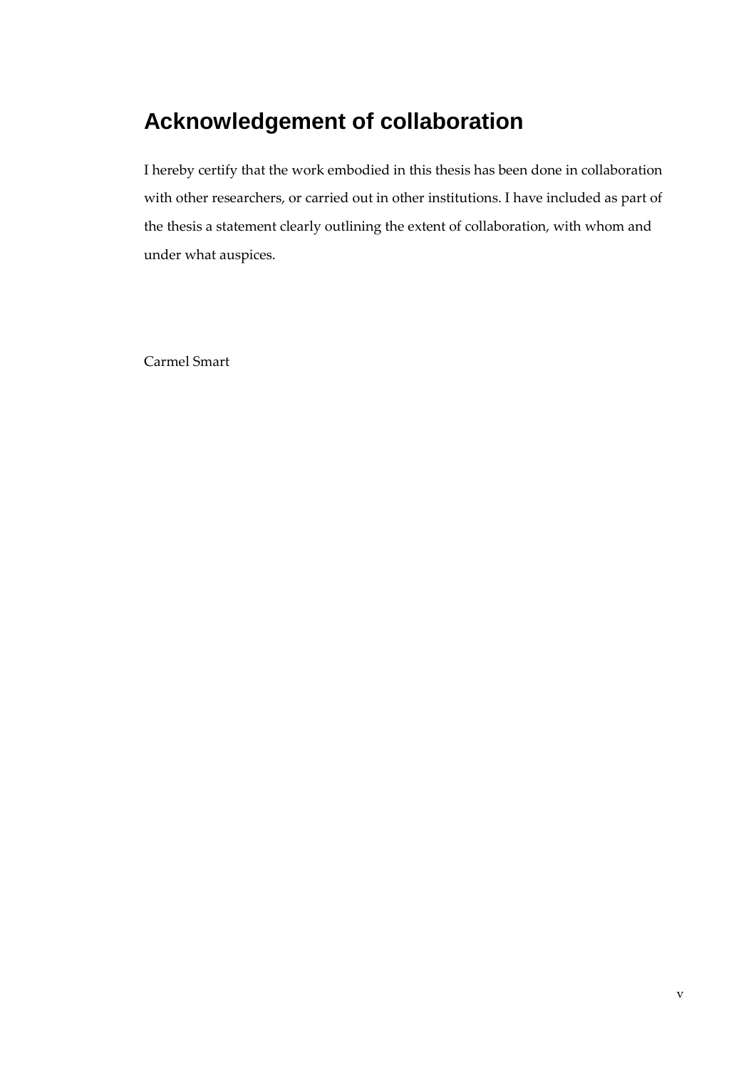# Acknowledgement of collaboration

I hereby certify that the work embodied in this thesis has been done in collaboration with other researchers, or carried out in other institutions. I have included as part of the thesis a statement clearly outlining the extent of collaboration, with whom and under what auspices.

Carmel Smart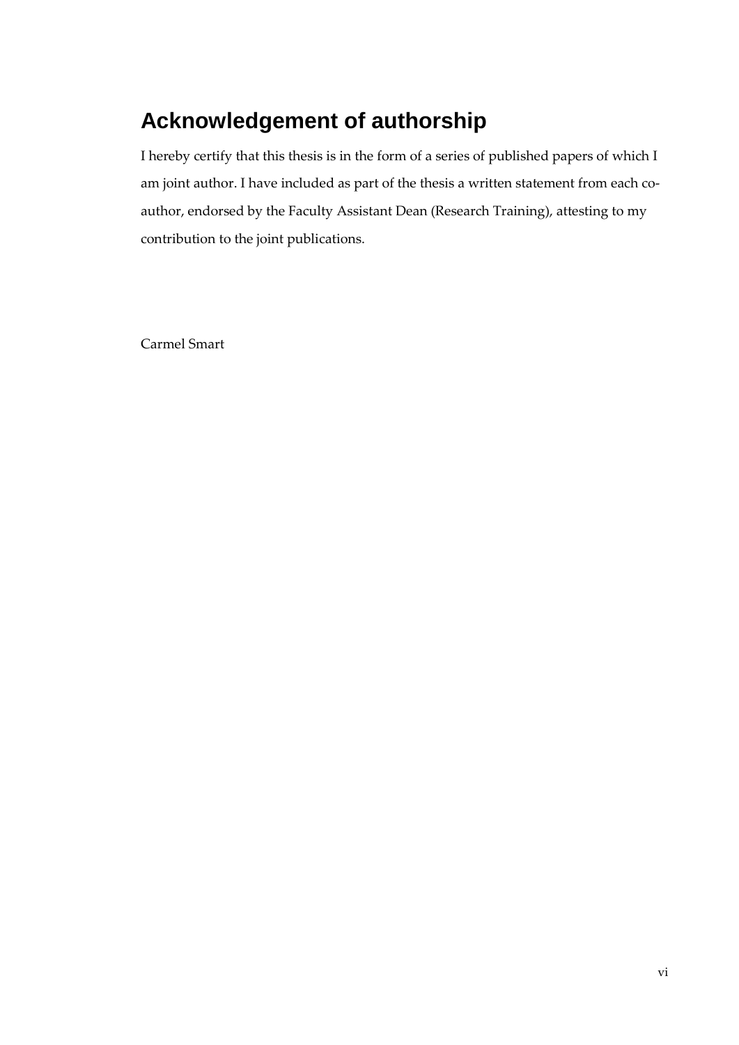# Acknowledgement of authorship

I hereby certify that this thesis is in the form of a series of published papers of which I am joint author. I have included as part of the thesis a written statement from each co-author, endorsed by the Faculty Assistant Dean (Research Training), attesting to my contribution to the joint publications.

Carmel Smart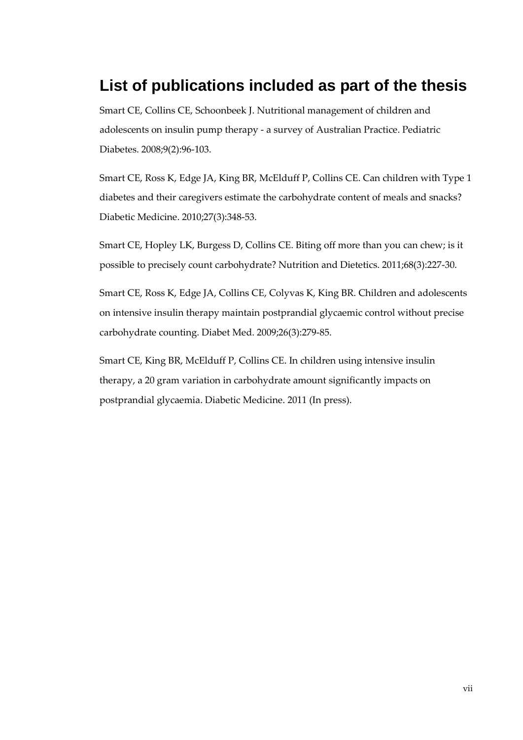# List of publications included as part of the thesis

Smart CE, Collins CE, Schoonbeek J. Nutritional management of children and adolescents on insulin pump therapy - a survey of Australian Practice. Pediatric Diabetes. 2008;9(2):96-103.

Smart CE, Ross K, Edge JA, King BR, McElduff P, Collins CE. Can children with Type 1 diabetes and their caregivers estimate the carbohydrate content of meals and snacks? Diabetic Medicine. 2010;27(3):348-53.

Smart CE, Hopley LK, Burgess D, Collins CE. Biting off more than you can chew; is it possible to precisely count carbohydrate? Nutrition and Dietetics. 2011;68(3):227-30.

Smart CE, Ross K, Edge JA, Collins CE, Colyvas K, King BR. Children and adolescents on intensive insulin therapy maintain postprandial glycaemic control without precise carbohydrate counting. Diabet Med. 2009;26(3):279-85.

Smart CE, King BR, McElduff P, Collins CE. In children using intensive insulin therapy, a 20 gram variation in carbohydrate amount significantly impacts on postprandial glycaemia. Diabetic Medicine. 2011 (In press).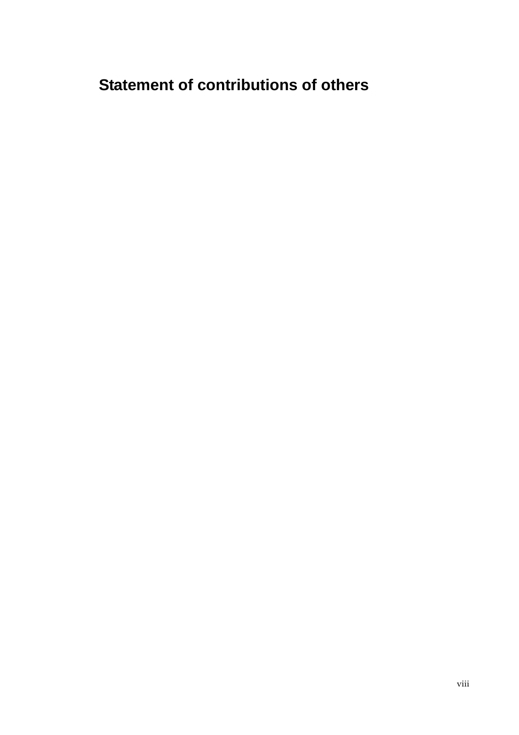## Statement of contributions of others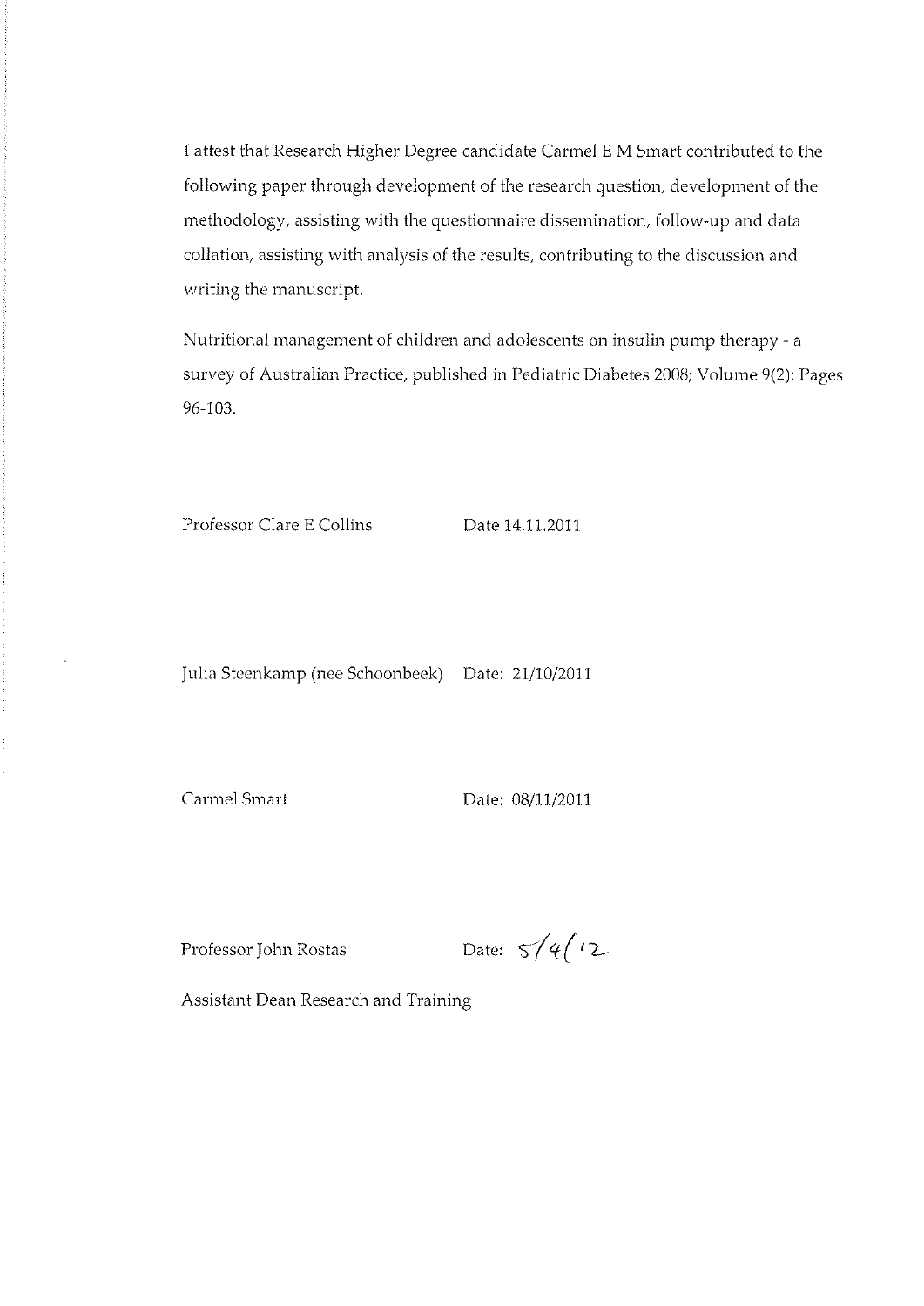I attest that Research Higher Degree candidate Carmel E M Smart contributed to the following paper through development of the research question, development of the methodology, assisting with the questionnaire dissemination, follow-up and data collation, assisting with analysis of the results, contributing to the discussion and writing the manuscript.

Nutritional management of children and adolescents on insulin pump therapy - a survey of Australian Practice, published in Pediatric Diabetes 2008; Volume 9(2): Pages 96-103.

Professor Clare E Collins Date 14.11.2011

Julia Steenkamp (nee Schoonbeek) Date: 21/10/2011

Carmel Smart Date: 08/11/2011

Professor John Rostas Date: 5/4/12

Assistant Dean Research and Training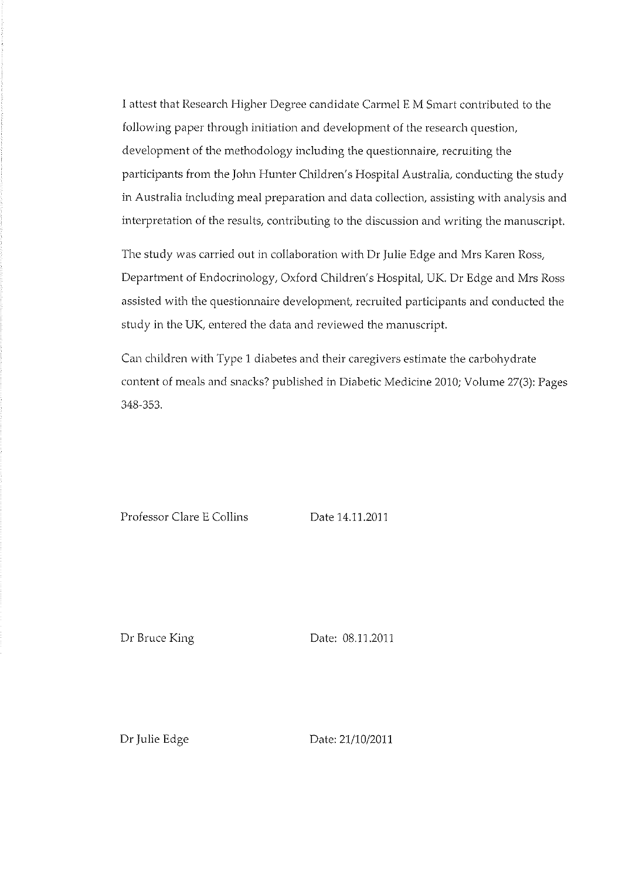I attest that Research Higher Degree candidate Carmel E M Smart contributed to the following paper through initiation and development of the research question, development of the methodology including the questionnaire, recruiting the participants from the John Hunter Children's Hospital Australia, conducting the study in Australia including meal preparation and data collection, assisting with analysis and interpretation of the results, contributing to the discussion and writing the manuscript.

The study was carried out in collaboration with Dr Julie Edge and Mrs Karen Ross, Department of Endocrinology, Oxford Children's Hospital, UK. Dr Edge and Mrs Ross assisted with the questionnaire development, recruited participants and conducted the study in the UK, entered the data and reviewed the manuscript.

Can children with Type 1 diabetes and their caregivers estimate the carbohydrate content of meals and snacks? published in Diabetic Medicine 2010; Volume 27(3): Pages 348-353.

Professor Clare E Collins Date 14.11.2011

Dr Bruce King Date: 08.11.2011

Dr Julie Edge Date: 21/10/2011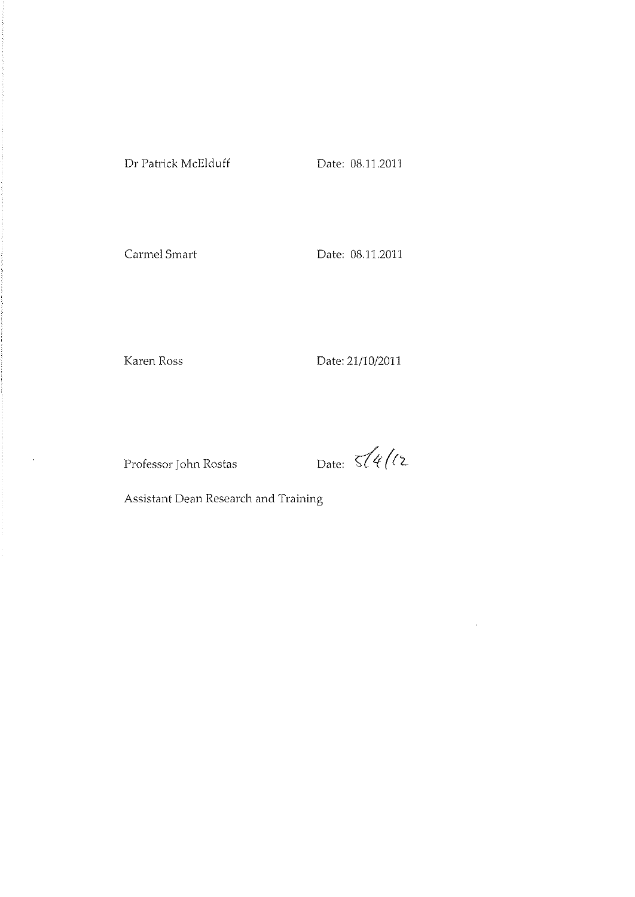Dr Patrick McElduff Date: 08.11.2011

Carmel Smart Date: 08.11.2011

Karen Ross Date: 21/10/2011

Professor John Rostas Date: 5/4/12

Assistant Dean Research and Training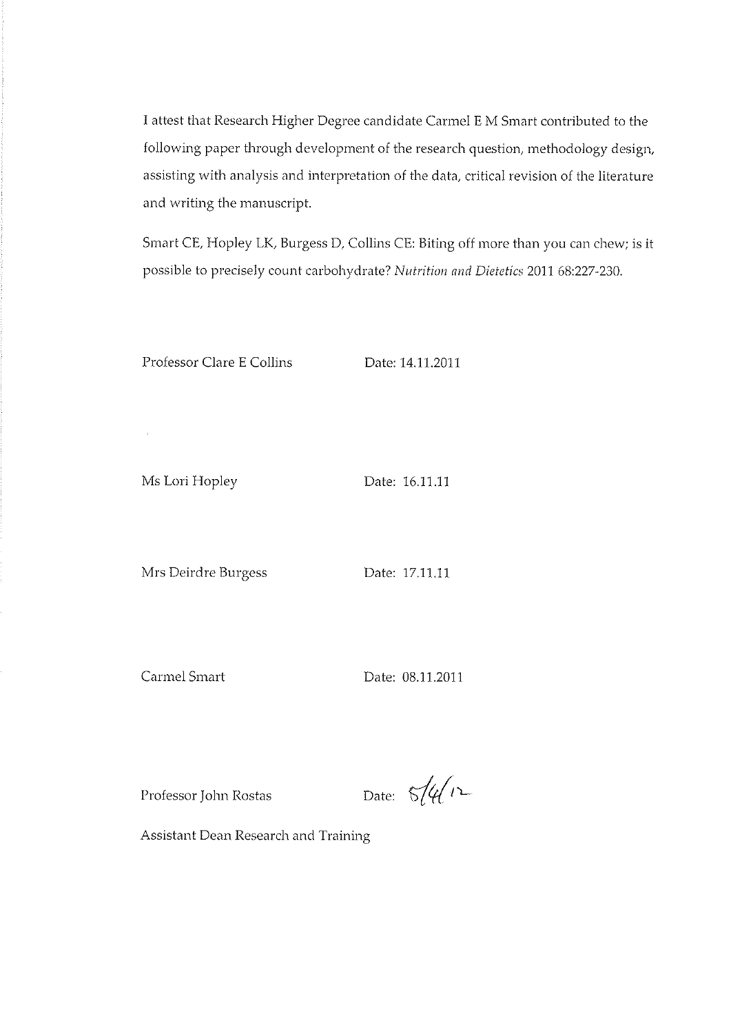I attest that Research Higher Degree candidate Carmel E M Smart contributed to the following paper through development of the research question, methodology design, assisting with analysis and interpretation of the data, critical revision of the literature and writing the manuscript.

Smart CE, Hopley LK, Burgess D, Collins CE: Biting off more than you can chew; is it possible to precisely count carbohydrate? *Nutrition and Dietetics* 2011 68:227-230.

Professor Clare E Collins Date: 14.11.2011

Ms Lori Hopley Date: 16.11.11

Mrs Deirdre Burgess Date: 17.11.11

Carmel Smart Date: 08.11.2011

Professor John Rostas Date: 5/4/12

Assistant Dean Research and Training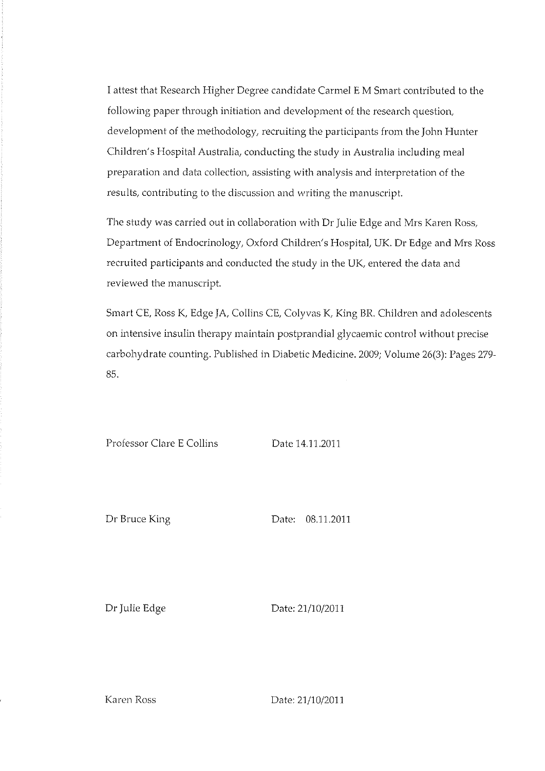I attest that Research Higher Degree candidate Carmel E M Smart contributed to the following paper through initiation and development of the research question, development of the methodology, recruiting the participants from the John Hunter Children's Hospital Australia, conducting the study in Australia including meal preparation and data collection, assisting with analysis and interpretation of the results, contributing to the discussion and writing the manuscript.

The study was carried out in collaboration with Dr Julie Edge and Mrs Karen Ross, Department of Endocrinology, Oxford Children's Hospital, UK. Dr Edge and Mrs Ross recruited participants and conducted the study in the UK, entered the data and reviewed the manuscript.

Smart CE, Ross K, Edge JA, Collins CE, Colyvas K, King BR. Children and adolescents on intensive insulin therapy maintain postprandial glycaemic control without precise carbohydrate counting. Published in Diabetic Medicine. 2009; Volume 26(3): Pages 279-85.

Professor Clare E Collins Date 14.11.2011

Dr Bruce King Date: 08.11.2011

Dr Julie Edge Date: 21/10/2011

Karen Ross Date: 21/10/2011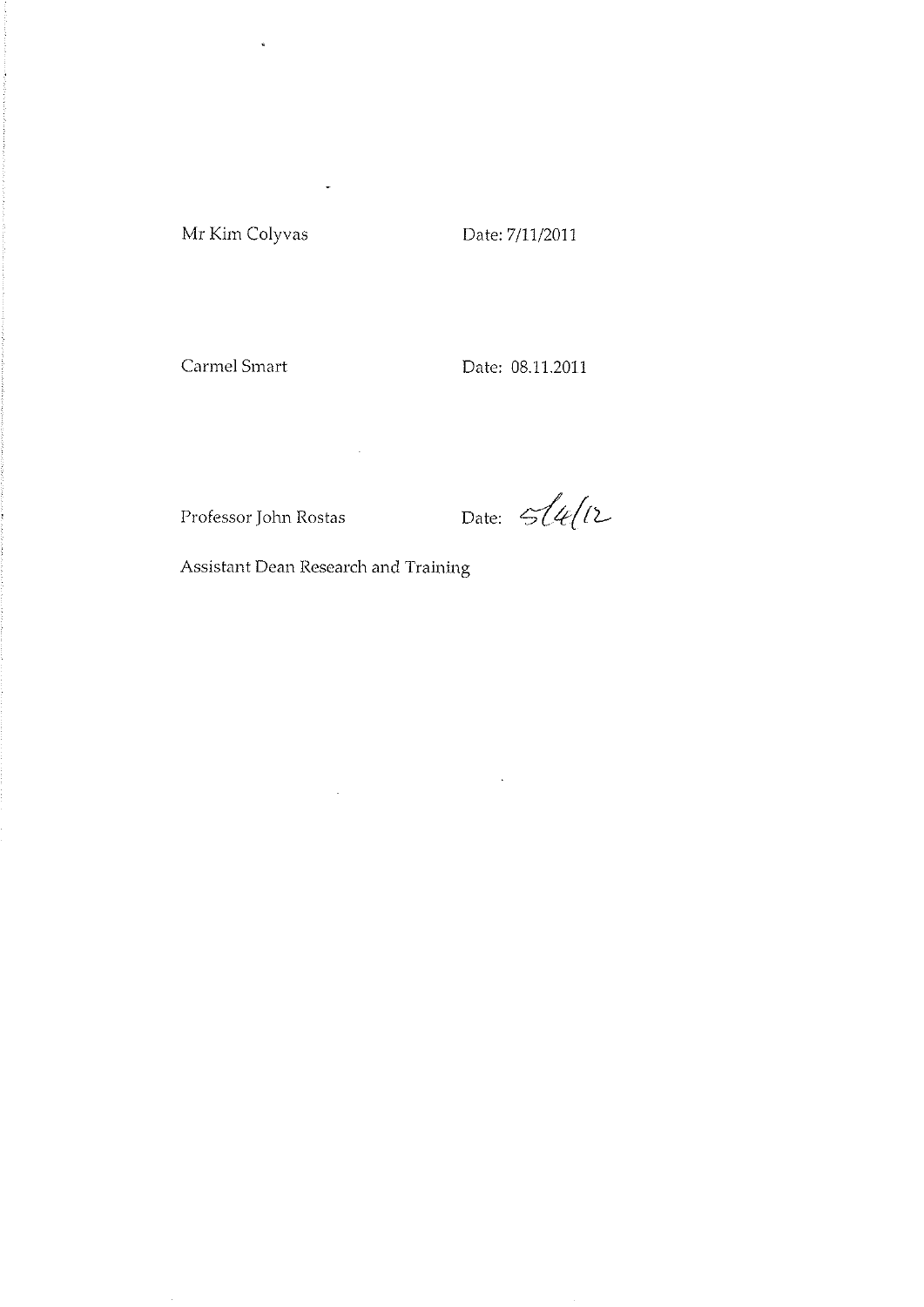Mr Kim Colyvas Date: 7/11/2011

Carmel Smart Date: 08.11.2011

Professor John Rostas Date: 5/4/12

Assistant Dean Research and Training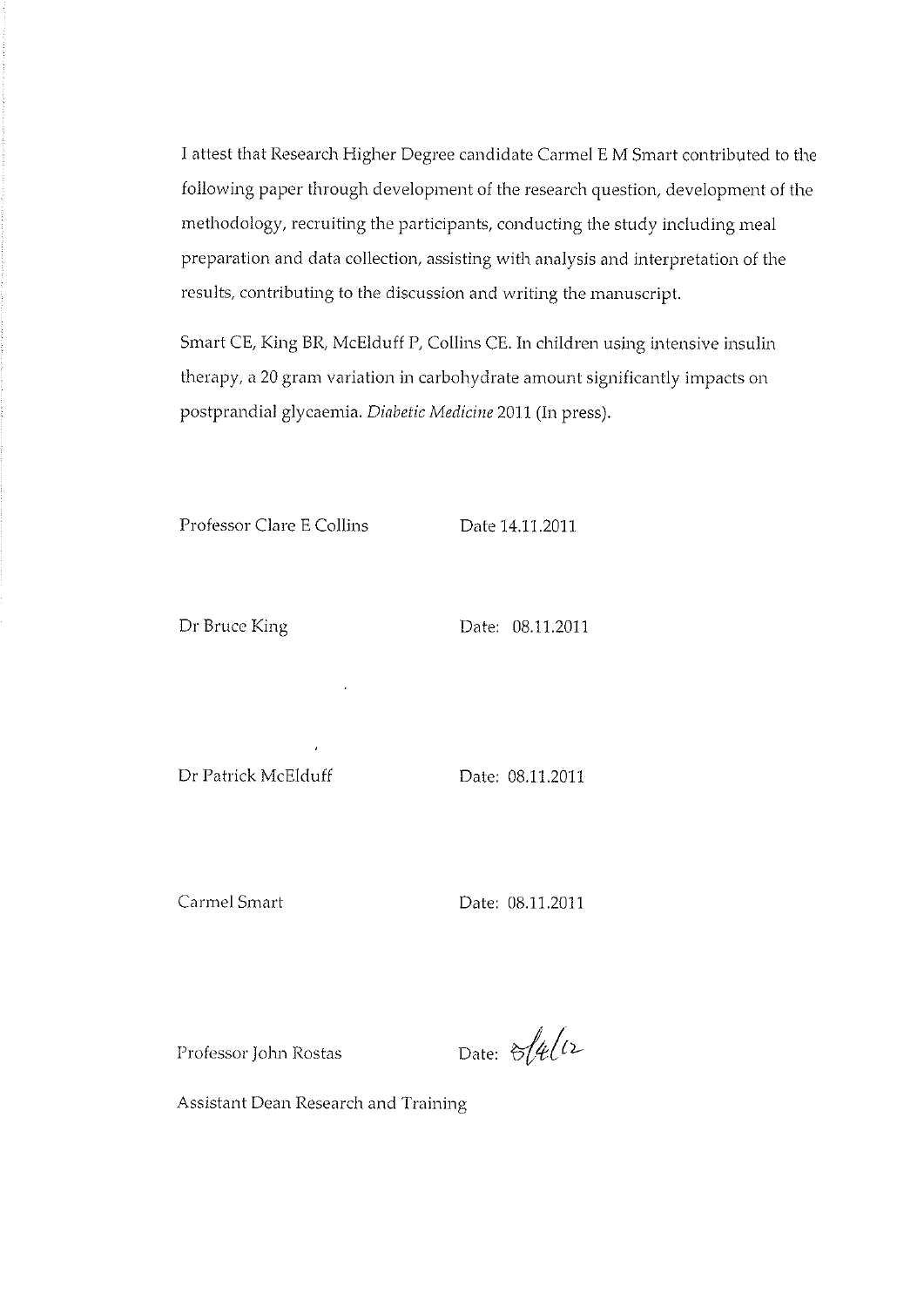I attest that Research Higher Degree candidate Carmel E M Smart contributed to the following paper through development of the research question, development of the methodology, recruiting the participants, conducting the study including meal preparation and data collection, assisting with analysis and interpretation of the results, contributing to the discussion and writing the manuscript.

Smart CE, King BR, McElduff P, Collins CE. In children using intensive insulin therapy, a 20 gram variation in carbohydrate amount significantly impacts on postprandial glycaemia. *Diabetic Medicine* 2011 (In press).

Professor Clare E Collins　　　　Date 14.11.2011

Dr Bruce King　　　　Date: 08.11.2011

Dr Patrick McElduff　　　　Date: 08.11.2011

Carmel Smart　　　　Date: 08.11.2011

Professor John Rostas　　　　Date: 8/4/12

Assistant Dean Research and Training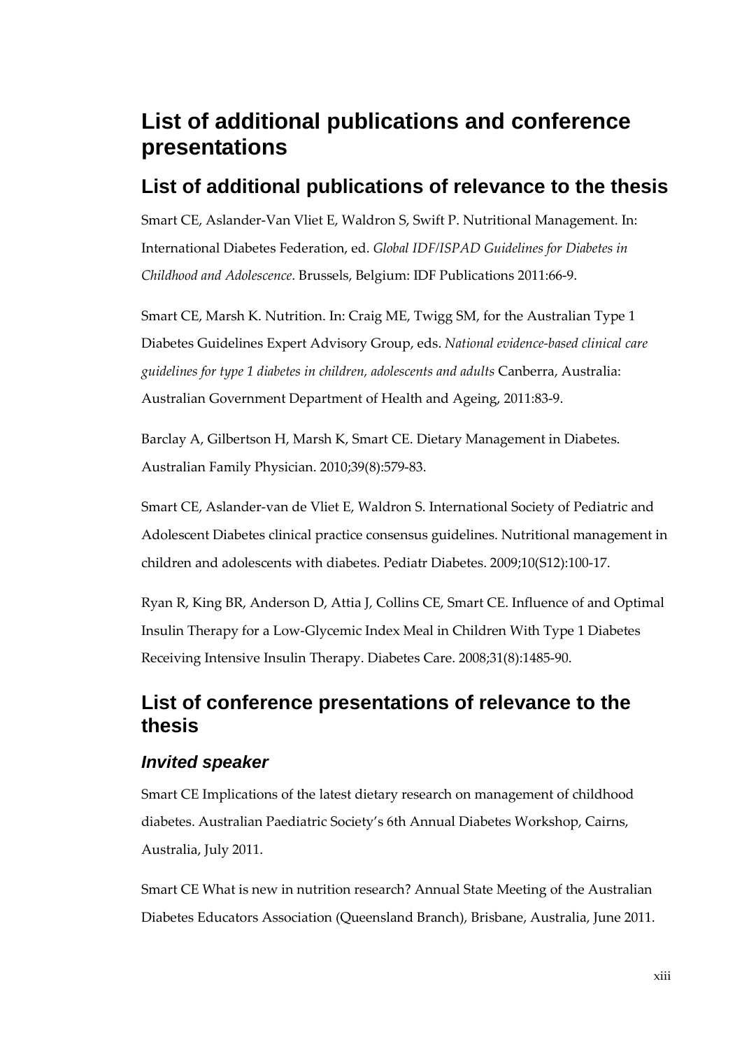# List of additional publications and conference presentations

## List of additional publications of relevance to the thesis

Smart CE, Aslander-Van Vliet E, Waldron S, Swift P. Nutritional Management. In: International Diabetes Federation, ed. *Global IDF/ISPAD Guidelines for Diabetes in Childhood and Adolescence*. Brussels, Belgium: IDF Publications 2011:66-9.

Smart CE, Marsh K. Nutrition. In: Craig ME, Twigg SM, for the Australian Type 1 Diabetes Guidelines Expert Advisory Group, eds. *National evidence-based clinical care guidelines for type 1 diabetes in children, adolescents and adults* Canberra, Australia: Australian Government Department of Health and Ageing, 2011:83-9.

Barclay A, Gilbertson H, Marsh K, Smart CE. Dietary Management in Diabetes. Australian Family Physician. 2010;39(8):579-83.

Smart CE, Aslander-van de Vliet E, Waldron S. International Society of Pediatric and Adolescent Diabetes clinical practice consensus guidelines. Nutritional management in children and adolescents with diabetes. Pediatr Diabetes. 2009;10(S12):100-17.

Ryan R, King BR, Anderson D, Attia J, Collins CE, Smart CE. Influence of and Optimal Insulin Therapy for a Low-Glycemic Index Meal in Children With Type 1 Diabetes Receiving Intensive Insulin Therapy. Diabetes Care. 2008;31(8):1485-90.

## List of conference presentations of relevance to the thesis

### *Invited speaker*

Smart CE Implications of the latest dietary research on management of childhood diabetes. Australian Paediatric Society's 6th Annual Diabetes Workshop, Cairns, Australia, July 2011.

Smart CE What is new in nutrition research? Annual State Meeting of the Australian Diabetes Educators Association (Queensland Branch), Brisbane, Australia, June 2011.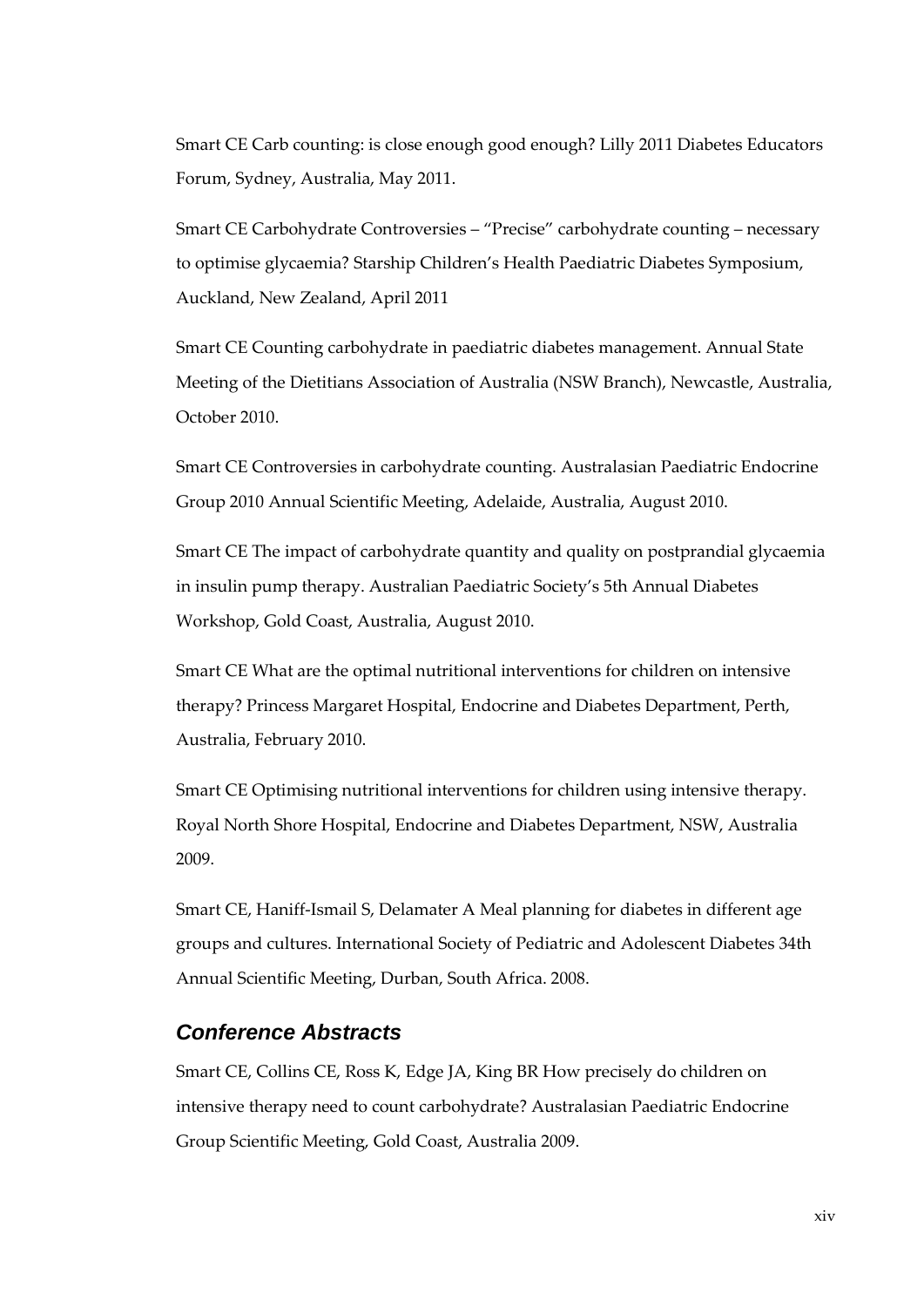Smart CE Carb counting: is close enough good enough? Lilly 2011 Diabetes Educators Forum, Sydney, Australia, May 2011.

Smart CE Carbohydrate Controversies – "Precise" carbohydrate counting – necessary to optimise glycaemia? Starship Children's Health Paediatric Diabetes Symposium, Auckland, New Zealand, April 2011

Smart CE Counting carbohydrate in paediatric diabetes management. Annual State Meeting of the Dietitians Association of Australia (NSW Branch), Newcastle, Australia, October 2010.

Smart CE Controversies in carbohydrate counting. Australasian Paediatric Endocrine Group 2010 Annual Scientific Meeting, Adelaide, Australia, August 2010.

Smart CE The impact of carbohydrate quantity and quality on postprandial glycaemia in insulin pump therapy. Australian Paediatric Society's 5th Annual Diabetes Workshop, Gold Coast, Australia, August 2010.

Smart CE What are the optimal nutritional interventions for children on intensive therapy? Princess Margaret Hospital, Endocrine and Diabetes Department, Perth, Australia, February 2010.

Smart CE Optimising nutritional interventions for children using intensive therapy. Royal North Shore Hospital, Endocrine and Diabetes Department, NSW, Australia 2009.

Smart CE, Haniff-Ismail S, Delamater A Meal planning for diabetes in different age groups and cultures. International Society of Pediatric and Adolescent Diabetes 34th Annual Scientific Meeting, Durban, South Africa. 2008.

## *Conference Abstracts*

Smart CE, Collins CE, Ross K, Edge JA, King BR How precisely do children on intensive therapy need to count carbohydrate? Australasian Paediatric Endocrine Group Scientific Meeting, Gold Coast, Australia 2009.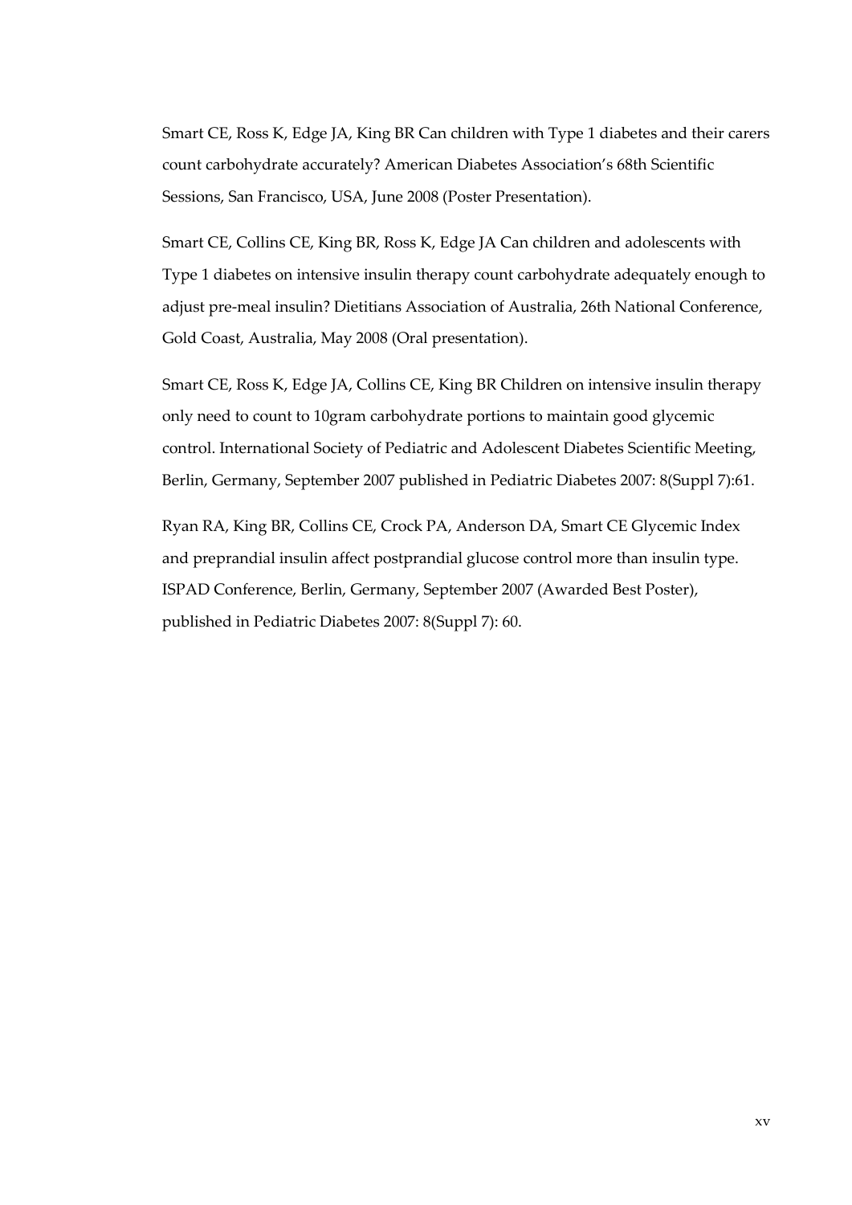Smart CE, Ross K, Edge JA, King BR Can children with Type 1 diabetes and their carers count carbohydrate accurately? American Diabetes Association's 68th Scientific Sessions, San Francisco, USA, June 2008 (Poster Presentation).

Smart CE, Collins CE, King BR, Ross K, Edge JA Can children and adolescents with Type 1 diabetes on intensive insulin therapy count carbohydrate adequately enough to adjust pre-meal insulin? Dietitians Association of Australia, 26th National Conference, Gold Coast, Australia, May 2008 (Oral presentation).

Smart CE, Ross K, Edge JA, Collins CE, King BR Children on intensive insulin therapy only need to count to 10gram carbohydrate portions to maintain good glycemic control. International Society of Pediatric and Adolescent Diabetes Scientific Meeting, Berlin, Germany, September 2007 published in Pediatric Diabetes 2007: 8(Suppl 7):61.

Ryan RA, King BR, Collins CE, Crock PA, Anderson DA, Smart CE Glycemic Index and preprandial insulin affect postprandial glucose control more than insulin type. ISPAD Conference, Berlin, Germany, September 2007 (Awarded Best Poster), published in Pediatric Diabetes 2007: 8(Suppl 7): 60.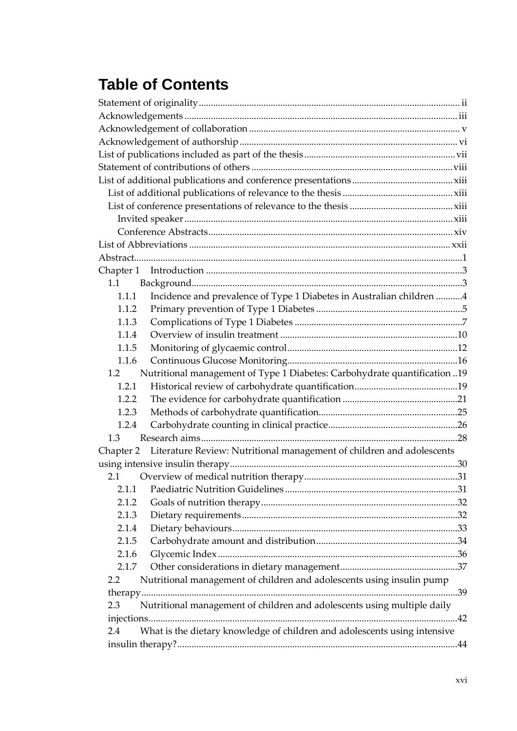# Table of Contents

Statement of originality ........................................................................................................ ii
Acknowledgements ................................................................................................................ iii
Acknowledgement of collaboration ...................................................................................... v
Acknowledgement of authorship ......................................................................................... vi
List of publications included as part of the thesis ............................................................. vii
Statement of contributions of others ................................................................................... viii
List of additional publications and conference presentations ......................................... xiii
  List of additional publications of relevance to the thesis .............................................. xiii
  List of conference presentations of relevance to the thesis ........................................... xiii
    Invited speaker ................................................................................................................ xiii
    Conference Abstracts ....................................................................................................... xiv
List of Abbreviations ............................................................................................................ xxii
Abstract ...................................................................................................................................... 1
Chapter 1 Introduction .............................................................................................................. 3
  1.1 Background ........................................................................................................................ 3
    1.1.1 Incidence and prevalence of Type 1 Diabetes in Australian children ........... 4
    1.1.2 Primary prevention of Type 1 Diabetes ............................................................ 5
    1.1.3 Complications of Type 1 Diabetes ..................................................................... 7
    1.1.4 Overview of insulin treatment ......................................................................... 10
    1.1.5 Monitoring of glycaemic control ...................................................................... 12
    1.1.6 Continuous Glucose Monitoring ...................................................................... 16
  1.2 Nutritional management of Type 1 Diabetes: Carbohydrate quantification .. 19
    1.2.1 Historical review of carbohydrate quantification ........................................... 19
    1.2.2 The evidence for carbohydrate quantification ................................................ 21
    1.2.3 Methods of carbohydrate quantification .......................................................... 25
    1.2.4 Carbohydrate counting in clinical practice ...................................................... 26
  1.3 Research aims .................................................................................................................. 28
Chapter 2 Literature Review: Nutritional management of children and adolescents using intensive insulin therapy ............................................................................................. 30
  2.1 Overview of medical nutrition therapy ....................................................................... 31
    2.1.1 Paediatric Nutrition Guidelines ....................................................................... 31
    2.1.2 Goals of nutrition therapy ................................................................................. 32
    2.1.3 Dietary requirements ......................................................................................... 32
    2.1.4 Dietary behaviours ............................................................................................. 33
    2.1.5 Carbohydrate amount and distribution ........................................................... 34
    2.1.6 Glycemic Index ................................................................................................... 36
    2.1.7 Other considerations in dietary management ................................................. 37
  2.2 Nutritional management of children and adolescents using insulin pump therapy ................................................................................................................................. 39
  2.3 Nutritional management of children and adolescents using multiple daily injections ............................................................................................................................. 42
  2.4 What is the dietary knowledge of children and adolescents using intensive insulin therapy? .................................................................................................................. 44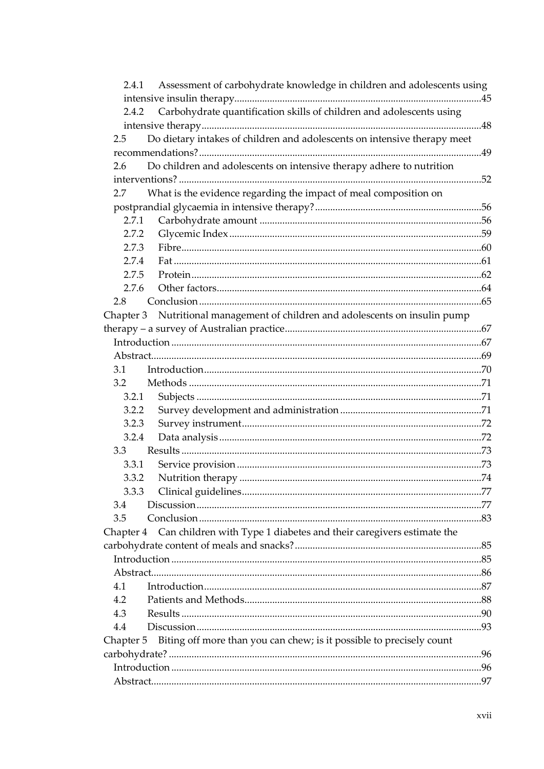2.4.1 Assessment of carbohydrate knowledge in children and adolescents using intensive insulin therapy ........ 45

2.4.2 Carbohydrate quantification skills of children and adolescents using intensive therapy ........ 48

2.5 Do dietary intakes of children and adolescents on intensive therapy meet recommendations? ........ 49

2.6 Do children and adolescents on intensive therapy adhere to nutrition interventions? ........ 52

2.7 What is the evidence regarding the impact of meal composition on postprandial glycaemia in intensive therapy? ........ 56

2.7.1 Carbohydrate amount ........ 56

2.7.2 Glycemic Index ........ 59

2.7.3 Fibre ........ 60

2.7.4 Fat ........ 61

2.7.5 Protein ........ 62

2.7.6 Other factors ........ 64

2.8 Conclusion ........ 65

Chapter 3 Nutritional management of children and adolescents on insulin pump therapy – a survey of Australian practice ........ 67

Introduction ........ 67

Abstract ........ 69

3.1 Introduction ........ 70

3.2 Methods ........ 71

3.2.1 Subjects ........ 71

3.2.2 Survey development and administration ........ 71

3.2.3 Survey instrument ........ 72

3.2.4 Data analysis ........ 72

3.3 Results ........ 73

3.3.1 Service provision ........ 73

3.3.2 Nutrition therapy ........ 74

3.3.3 Clinical guidelines ........ 77

3.4 Discussion ........ 77

3.5 Conclusion ........ 83

Chapter 4 Can children with Type 1 diabetes and their caregivers estimate the carbohydrate content of meals and snacks? ........ 85

Introduction ........ 85

Abstract ........ 86

4.1 Introduction ........ 87

4.2 Patients and Methods ........ 88

4.3 Results ........ 90

4.4 Discussion ........ 93

Chapter 5 Biting off more than you can chew; is it possible to precisely count carbohydrate? ........ 96

Introduction ........ 96

Abstract ........ 97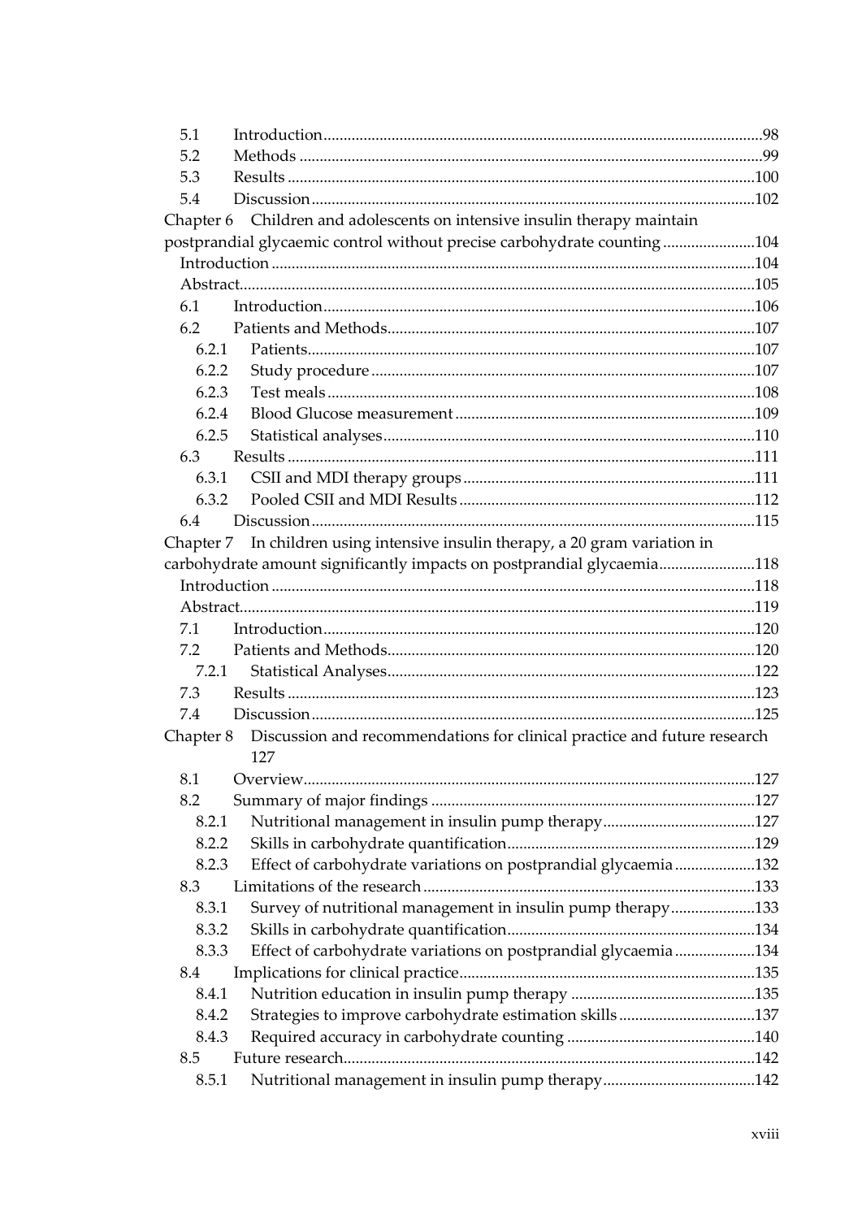5.1 Introduction....98
5.2 Methods....99
5.3 Results....100
5.4 Discussion....102

Chapter 6 Children and adolescents on intensive insulin therapy maintain postprandial glycaemic control without precise carbohydrate counting....104

Introduction....104
Abstract....105
6.1 Introduction....106
6.2 Patients and Methods....107
6.2.1 Patients....107
6.2.2 Study procedure....107
6.2.3 Test meals....108
6.2.4 Blood Glucose measurement....109
6.2.5 Statistical analyses....110
6.3 Results....111
6.3.1 CSII and MDI therapy groups....111
6.3.2 Pooled CSII and MDI Results....112
6.4 Discussion....115

Chapter 7 In children using intensive insulin therapy, a 20 gram variation in carbohydrate amount significantly impacts on postprandial glycaemia....118

Introduction....118
Abstract....119
7.1 Introduction....120
7.2 Patients and Methods....120
7.2.1 Statistical Analyses....122
7.3 Results....123
7.4 Discussion....125

Chapter 8 Discussion and recommendations for clinical practice and future research 127

8.1 Overview....127
8.2 Summary of major findings....127
8.2.1 Nutritional management in insulin pump therapy....127
8.2.2 Skills in carbohydrate quantification....129
8.2.3 Effect of carbohydrate variations on postprandial glycaemia....132
8.3 Limitations of the research....133
8.3.1 Survey of nutritional management in insulin pump therapy....133
8.3.2 Skills in carbohydrate quantification....134
8.3.3 Effect of carbohydrate variations on postprandial glycaemia....134
8.4 Implications for clinical practice....135
8.4.1 Nutrition education in insulin pump therapy....135
8.4.2 Strategies to improve carbohydrate estimation skills....137
8.4.3 Required accuracy in carbohydrate counting....140
8.5 Future research....142
8.5.1 Nutritional management in insulin pump therapy....142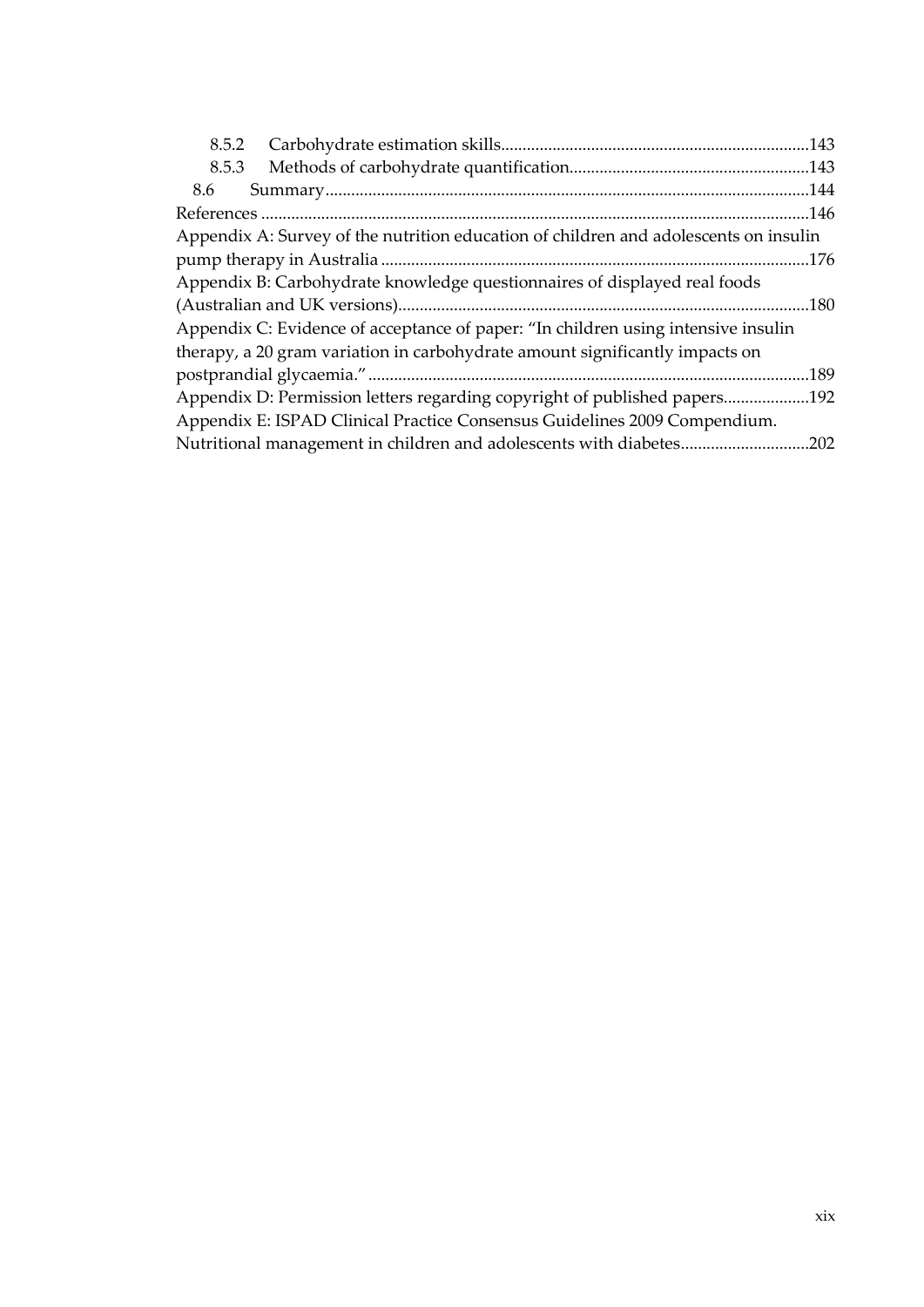8.5.2 Carbohydrate estimation skills.......................................................................143

8.5.3 Methods of carbohydrate quantification........................................................143

8.6 Summary.................................................................................................................144

References ...................................................................................................................146

Appendix A: Survey of the nutrition education of children and adolescents on insulin pump therapy in Australia ...................................................................................................176

Appendix B: Carbohydrate knowledge questionnaires of displayed real foods (Australian and UK versions)...............................................................................................180

Appendix C: Evidence of acceptance of paper: "In children using intensive insulin therapy, a 20 gram variation in carbohydrate amount significantly impacts on postprandial glycaemia." ......................................................................................................189

Appendix D: Permission letters regarding copyright of published papers....................192

Appendix E: ISPAD Clinical Practice Consensus Guidelines 2009 Compendium. Nutritional management in children and adolescents with diabetes.............................202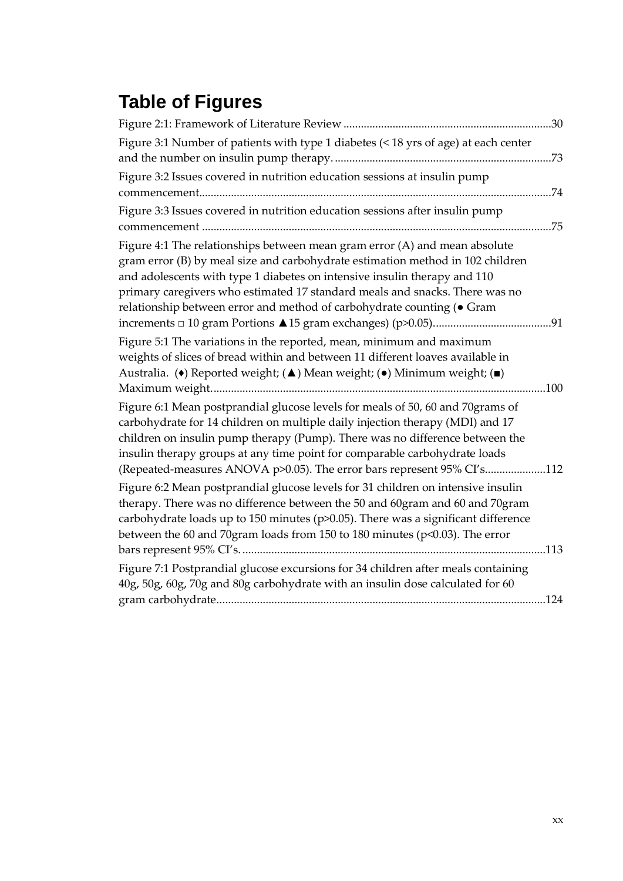# Table of Figures

Figure 2:1: Framework of Literature Review ........................................................................30

Figure 3:1 Number of patients with type 1 diabetes (< 18 yrs of age) at each center and the number on insulin pump therapy. ...........................................................................73

Figure 3:2 Issues covered in nutrition education sessions at insulin pump commencement.........................................................................................................................74

Figure 3:3 Issues covered in nutrition education sessions after insulin pump commencement ........................................................................................................................75

Figure 4:1 The relationships between mean gram error (A) and mean absolute gram error (B) by meal size and carbohydrate estimation method in 102 children and adolescents with type 1 diabetes on intensive insulin therapy and 110 primary caregivers who estimated 17 standard meals and snacks. There was no relationship between error and method of carbohydrate counting (● Gram increments □ 10 gram Portions ▲15 gram exchanges) ($p>0.05$).........................................91

Figure 5:1 The variations in the reported, mean, minimum and maximum weights of slices of bread within and between 11 different loaves available in Australia. (♦) Reported weight; (▲) Mean weight; (●) Minimum weight; (■) Maximum weight..................................................................................................................100

Figure 6:1 Mean postprandial glucose levels for meals of 50, 60 and 70grams of carbohydrate for 14 children on multiple daily injection therapy (MDI) and 17 children on insulin pump therapy (Pump). There was no difference between the insulin therapy groups at any time point for comparable carbohydrate loads (Repeated-measures ANOVA $p>0.05$). The error bars represent 95% CI's.....................112

Figure 6:2 Mean postprandial glucose levels for 31 children on intensive insulin therapy. There was no difference between the 50 and 60gram and 60 and 70gram carbohydrate loads up to 150 minutes ($p>0.05$). There was a significant difference between the 60 and 70gram loads from 150 to 180 minutes ($p<0.03$). The error bars represent 95% CI's. .......................................................................................................113

Figure 7:1 Postprandial glucose excursions for 34 children after meals containing 40g, 50g, 60g, 70g and 80g carbohydrate with an insulin dose calculated for 60 gram carbohydrate................................................................................................................124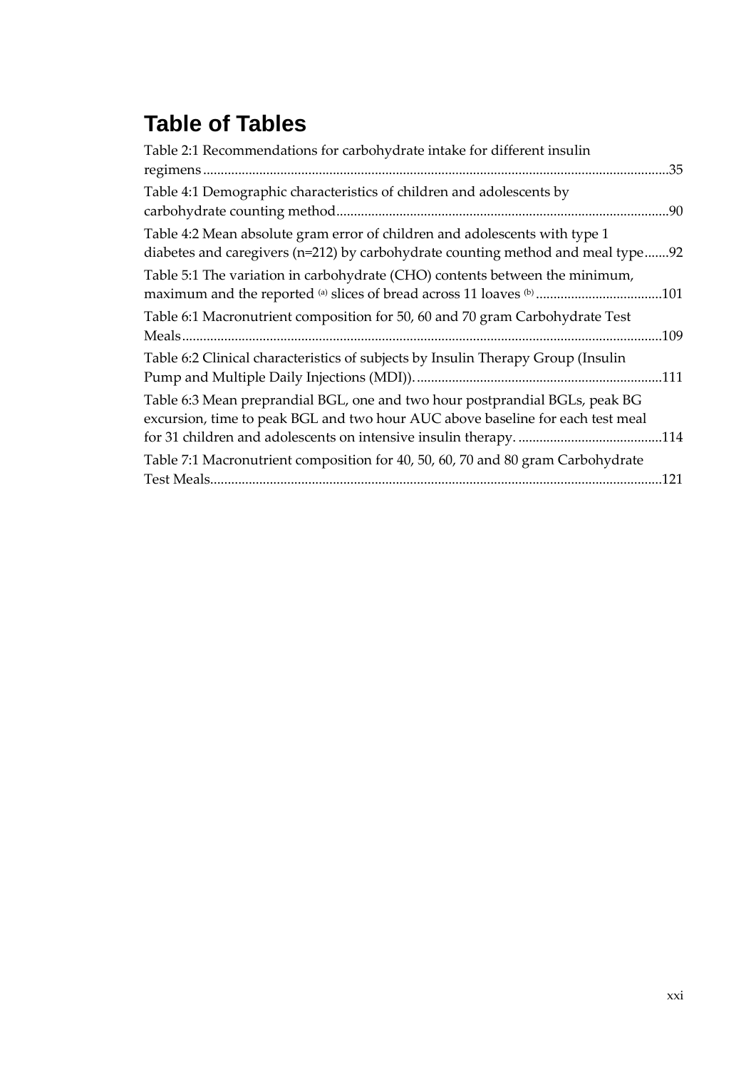# Table of Tables

Table 2:1 Recommendations for carbohydrate intake for different insulin regimens....................................................................................................................................35

Table 4:1 Demographic characteristics of children and adolescents by carbohydrate counting method..............................................................................................90

Table 4:2 Mean absolute gram error of children and adolescents with type 1 diabetes and caregivers (n=212) by carbohydrate counting method and meal type.......92

Table 5:1 The variation in carbohydrate (CHO) contents between the minimum, maximum and the reported [(a)] slices of bread across 11 loaves [(b)]....................................101

Table 6:1 Macronutrient composition for 50, 60 and 70 gram Carbohydrate Test Meals........................................................................................................................................109

Table 6:2 Clinical characteristics of subjects by Insulin Therapy Group (Insulin Pump and Multiple Daily Injections (MDI)). .....................................................................111

Table 6:3 Mean preprandial BGL, one and two hour postprandial BGLs, peak BG excursion, time to peak BGL and two hour AUC above baseline for each test meal for 31 children and adolescents on intensive insulin therapy. .........................................114

Table 7:1 Macronutrient composition for 40, 50, 60, 70 and 80 gram Carbohydrate Test Meals................................................................................................................................121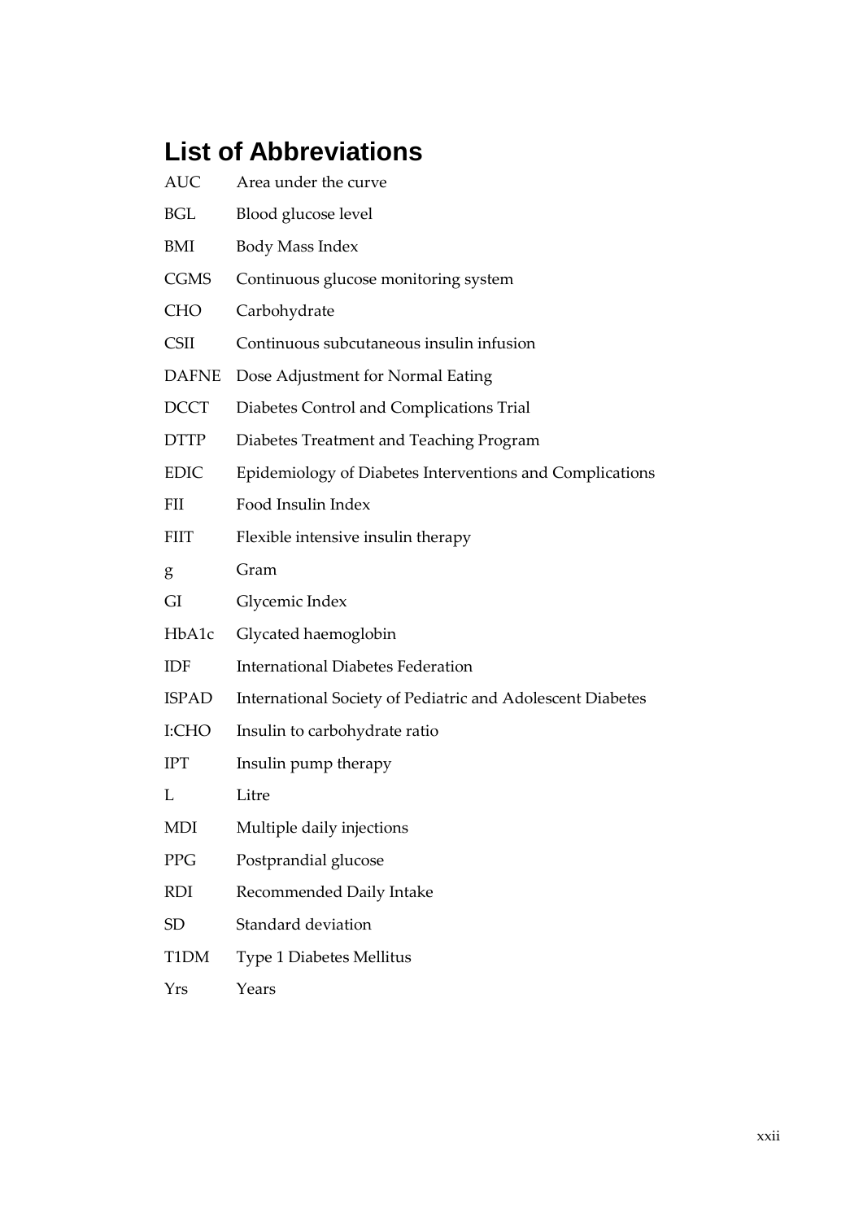## List of Abbreviations

| | |
|---|---|
| AUC | Area under the curve |
| BGL | Blood glucose level |
| BMI | Body Mass Index |
| CGMS | Continuous glucose monitoring system |
| CHO | Carbohydrate |
| CSII | Continuous subcutaneous insulin infusion |
| DAFNE | Dose Adjustment for Normal Eating |
| DCCT | Diabetes Control and Complications Trial |
| DTTP | Diabetes Treatment and Teaching Program |
| EDIC | Epidemiology of Diabetes Interventions and Complications |
| FII | Food Insulin Index |
| FIIT | Flexible intensive insulin therapy |
| g | Gram |
| GI | Glycemic Index |
| HbA1c | Glycated haemoglobin |
| IDF | International Diabetes Federation |
| ISPAD | International Society of Pediatric and Adolescent Diabetes |
| I:CHO | Insulin to carbohydrate ratio |
| IPT | Insulin pump therapy |
| L | Litre |
| MDI | Multiple daily injections |
| PPG | Postprandial glucose |
| RDI | Recommended Daily Intake |
| SD | Standard deviation |
| T1DM | Type 1 Diabetes Mellitus |
| Yrs | Years |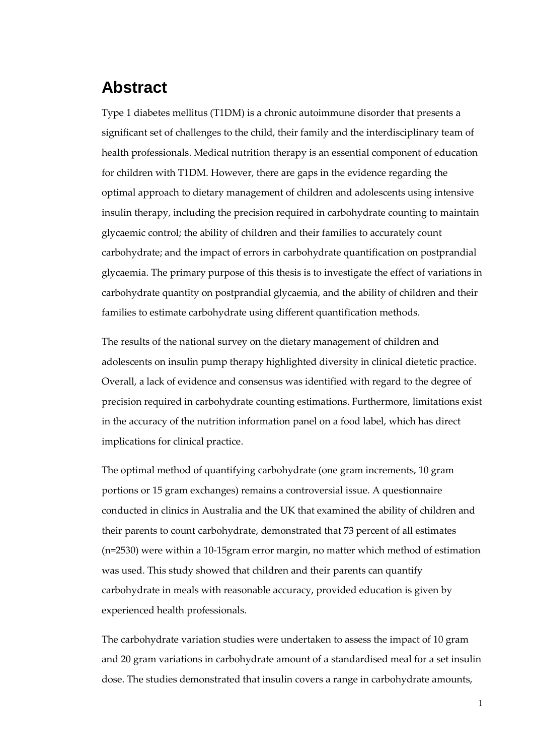# Abstract

Type 1 diabetes mellitus (T1DM) is a chronic autoimmune disorder that presents a significant set of challenges to the child, their family and the interdisciplinary team of health professionals. Medical nutrition therapy is an essential component of education for children with T1DM. However, there are gaps in the evidence regarding the optimal approach to dietary management of children and adolescents using intensive insulin therapy, including the precision required in carbohydrate counting to maintain glycaemic control; the ability of children and their families to accurately count carbohydrate; and the impact of errors in carbohydrate quantification on postprandial glycaemia. The primary purpose of this thesis is to investigate the effect of variations in carbohydrate quantity on postprandial glycaemia, and the ability of children and their families to estimate carbohydrate using different quantification methods.

The results of the national survey on the dietary management of children and adolescents on insulin pump therapy highlighted diversity in clinical dietetic practice. Overall, a lack of evidence and consensus was identified with regard to the degree of precision required in carbohydrate counting estimations. Furthermore, limitations exist in the accuracy of the nutrition information panel on a food label, which has direct implications for clinical practice.

The optimal method of quantifying carbohydrate (one gram increments, 10 gram portions or 15 gram exchanges) remains a controversial issue. A questionnaire conducted in clinics in Australia and the UK that examined the ability of children and their parents to count carbohydrate, demonstrated that 73 percent of all estimates (n=2530) were within a 10-15gram error margin, no matter which method of estimation was used. This study showed that children and their parents can quantify carbohydrate in meals with reasonable accuracy, provided education is given by experienced health professionals.

The carbohydrate variation studies were undertaken to assess the impact of 10 gram and 20 gram variations in carbohydrate amount of a standardised meal for a set insulin dose. The studies demonstrated that insulin covers a range in carbohydrate amounts,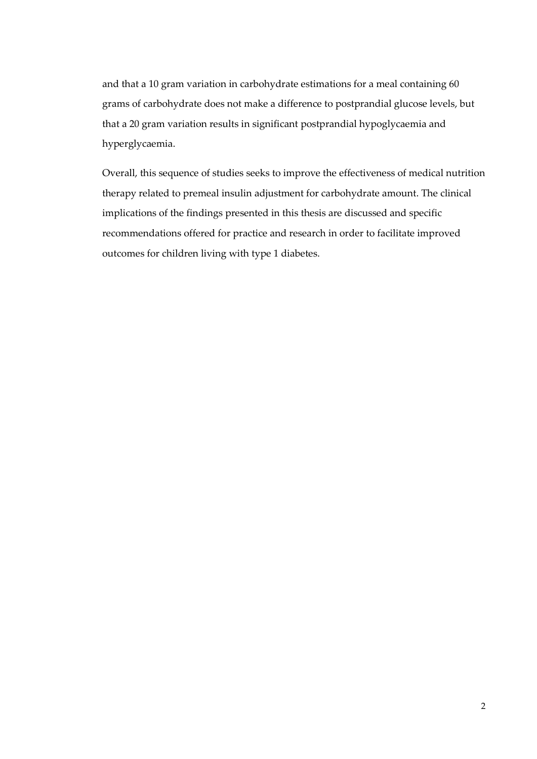and that a 10 gram variation in carbohydrate estimations for a meal containing 60 grams of carbohydrate does not make a difference to postprandial glucose levels, but that a 20 gram variation results in significant postprandial hypoglycaemia and hyperglycaemia.

Overall, this sequence of studies seeks to improve the effectiveness of medical nutrition therapy related to premeal insulin adjustment for carbohydrate amount. The clinical implications of the findings presented in this thesis are discussed and specific recommendations offered for practice and research in order to facilitate improved outcomes for children living with type 1 diabetes.